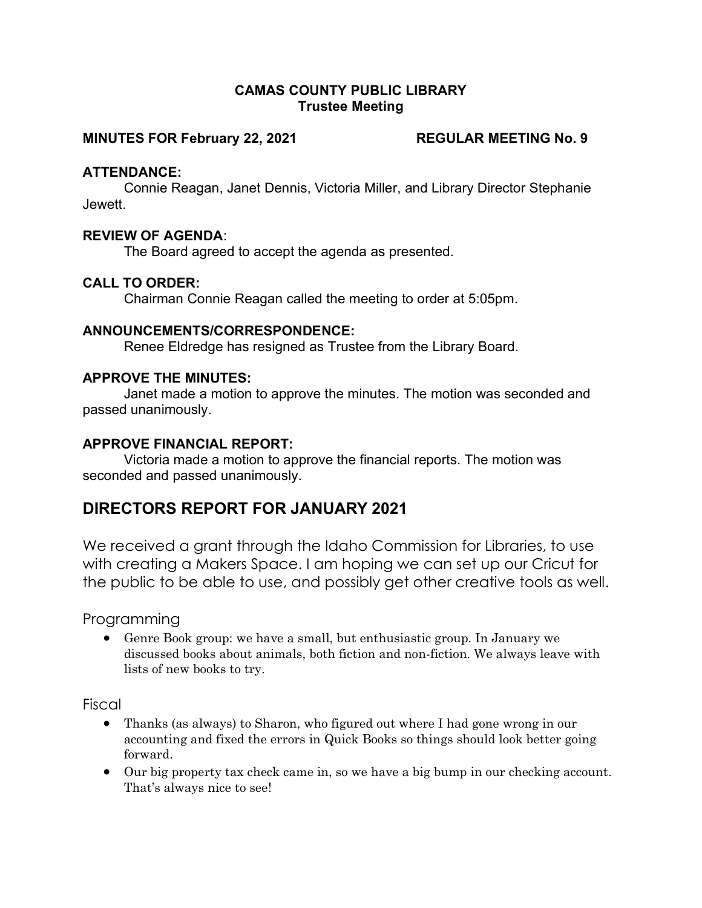# CAMAS COUNTY PUBLIC LIBRARY
## Trustee Meeting

**MINUTES FOR February 22, 2021 REGULAR MEETING No. 9**

**ATTENDANCE:**

Connie Reagan, Janet Dennis, Victoria Miller, and Library Director Stephanie Jewett.

**REVIEW OF AGENDA**:

The Board agreed to accept the agenda as presented.

**CALL TO ORDER:**

Chairman Connie Reagan called the meeting to order at 5:05pm.

**ANNOUNCEMENTS/CORRESPONDENCE:**

Renee Eldredge has resigned as Trustee from the Library Board.

**APPROVE THE MINUTES:**

Janet made a motion to approve the minutes. The motion was seconded and passed unanimously.

**APPROVE FINANCIAL REPORT:**

Victoria made a motion to approve the financial reports. The motion was seconded and passed unanimously.

## DIRECTORS REPORT FOR JANUARY 2021

We received a grant through the Idaho Commission for Libraries, to use with creating a Makers Space. I am hoping we can set up our Cricut for the public to be able to use, and possibly get other creative tools as well.

### Programming

- Genre Book group: we have a small, but enthusiastic group. In January we discussed books about animals, both fiction and non-fiction. We always leave with lists of new books to try.

### Fiscal

- Thanks (as always) to Sharon, who figured out where I had gone wrong in our accounting and fixed the errors in Quick Books so things should look better going forward.
- Our big property tax check came in, so we have a big bump in our checking account. That's always nice to see!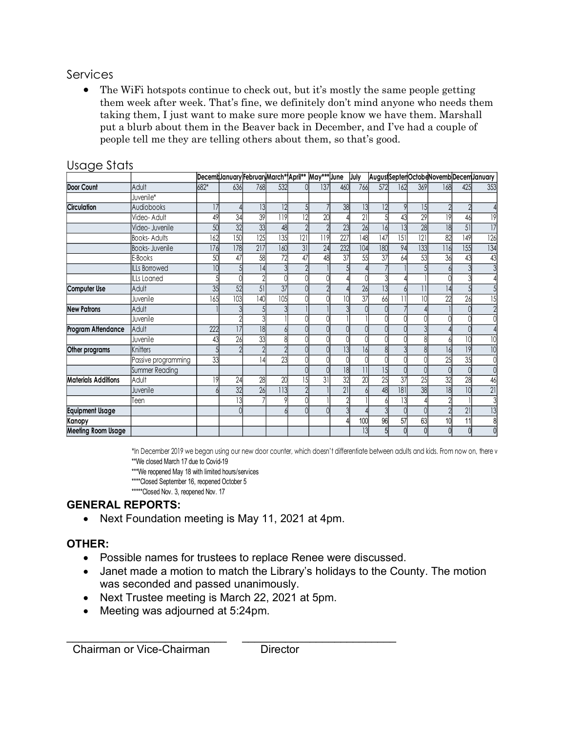## Services

- The WiFi hotspots continue to check out, but it's mostly the same people getting them week after week. That's fine, we definitely don't mind anyone who needs them taking them, I just want to make sure more people know we have them. Marshall put a blurb about them in the Beaver back in December, and I've had a couple of people tell me they are telling others about them, so that's good.

## Usage Stats

| | | Decemb | January | February | March* | April** | May*** | June | July | August | Septen | Octobe | Novemb | Decem | January |
|---|---|---|---|---|---|---|---|---|---|---|---|---|---|---|---|
| **Door Count** | Adult | 682* | 636 | 768 | 532 | 0 | 137 | 460 | 766 | 572 | 162 | 369 | 168 | 425 | 353 |
| | Juvenile* | | | | | | | | | | | | | | |
| **Circulation** | Audiobooks | 17 | 4 | 13 | 12 | 5 | 7 | 38 | 13 | 12 | 9 | 15 | 2 | 2 | 4 |
| | Video- Adult | 49 | 34 | 39 | 119 | 12 | 20 | 4 | 21 | 5 | 43 | 29 | 19 | 46 | 19 |
| | Video- Juvenile | 50 | 32 | 33 | 48 | 2 | 2 | 23 | 26 | 16 | 13 | 28 | 18 | 51 | 17 |
| | Books- Adults | 162 | 150 | 125 | 135 | 121 | 119 | 227 | 148 | 147 | 151 | 121 | 82 | 149 | 126 |
| | Books- Juvenile | 176 | 178 | 217 | 160 | 31 | 24 | 232 | 104 | 180 | 94 | 133 | 116 | 155 | 134 |
| | E-Books | 50 | 47 | 58 | 72 | 47 | 48 | 37 | 55 | 37 | 64 | 53 | 36 | 43 | 43 |
| | ILLs Borrowed | 10 | 5 | 14 | 3 | 2 | 1 | 5 | 4 | 7 | 1 | 5 | 6 | 3 | 3 |
| | ILLs Loaned | 5 | 0 | 2 | 0 | 0 | 0 | 4 | 0 | 3 | 4 | 1 | 0 | 3 | 4 |
| **Computer Use** | Adult | 35 | 52 | 51 | 37 | 0 | 2 | 4 | 26 | 13 | 6 | 11 | 14 | 5 | 5 |
| | Juvenile | 165 | 103 | 140 | 105 | 0 | 0 | 10 | 37 | 66 | 11 | 10 | 22 | 26 | 15 |
| **New Patrons** | Adult | 1 | 3 | 5 | 3 | 1 | 1 | 3 | 0 | 0 | 7 | 4 | 1 | 0 | 2 |
| | Juvenile | | 2 | 3 | 1 | 0 | 0 | 1 | 1 | 0 | 0 | 0 | 0 | 0 | 0 |
| **Program Attendance** | Adult | 222 | 17 | 18 | 6 | 0 | 0 | 0 | 0 | 0 | 0 | 3 | 4 | 0 | 4 |
| | Juvenile | 43 | 26 | 33 | 8 | 0 | 0 | 0 | 0 | 0 | 0 | 8 | 6 | 10 | 10 |
| **Other programs** | Knitters | 5 | 2 | 2 | 2 | 0 | 0 | 13 | 16 | 8 | 3 | 8 | 16 | 19 | 10 |
| | Passive programming | 33 | | 14 | 23 | 0 | 0 | 0 | 0 | 0 | 0 | 0 | 25 | 35 | 0 |
| | Summer Reading | | | | | 0 | 0 | 18 | 11 | 15 | 0 | 0 | 0 | 0 | 0 |
| **Materials Additions** | Adult | 19 | 24 | 28 | 20 | 15 | 31 | 32 | 20 | 25 | 37 | 25 | 32 | 28 | 46 |
| | Juvenile | 6 | 32 | 26 | 113 | 2 | 1 | 21 | 6 | 48 | 181 | 38 | 18 | 10 | 21 |
| | Teen | | 13 | 7 | 9 | 0 | 1 | 2 | 1 | 6 | 13 | 4 | 2 | 1 | 3 |
| **Equipment Usage** | | | 0 | | 6 | 0 | 0 | 3 | 4 | 3 | 0 | 0 | 2 | 21 | 13 |
| **Kanopy** | | | | | | | | 4 | 100 | 96 | 57 | 63 | 10 | 11 | 8 |
| **Meeting Room Usage** | | | | | | | | | 13 | 5 | 0 | 0 | 0 | 0 | 0 |

*In December 2019 we began using our new door counter, which doesn't differentiate between adults and kids. From now on, there v

**We closed March 17 due to Covid-19

***We reopened May 18 with limited hours/services

****Closed September 16, reopened October 5

*****Closed Nov. 3, reopened Nov. 17

### GENERAL REPORTS:

- Next Foundation meeting is May 11, 2021 at 4pm.

### OTHER:

- Possible names for trustees to replace Renee were discussed.
- Janet made a motion to match the Library's holidays to the County. The motion was seconded and passed unanimously.
- Next Trustee meeting is March 22, 2021 at 5pm.
- Meeting was adjourned at 5:24pm.

\_\_\_\_\_\_\_\_\_\_\_\_\_\_\_\_\_\_\_\_\_\_\_\_\_\_ \_\_\_\_\_\_\_\_\_\_\_\_\_\_\_\_\_\_\_\_\_\_\_\_\_\_

Chairman or Vice-Chairman Director